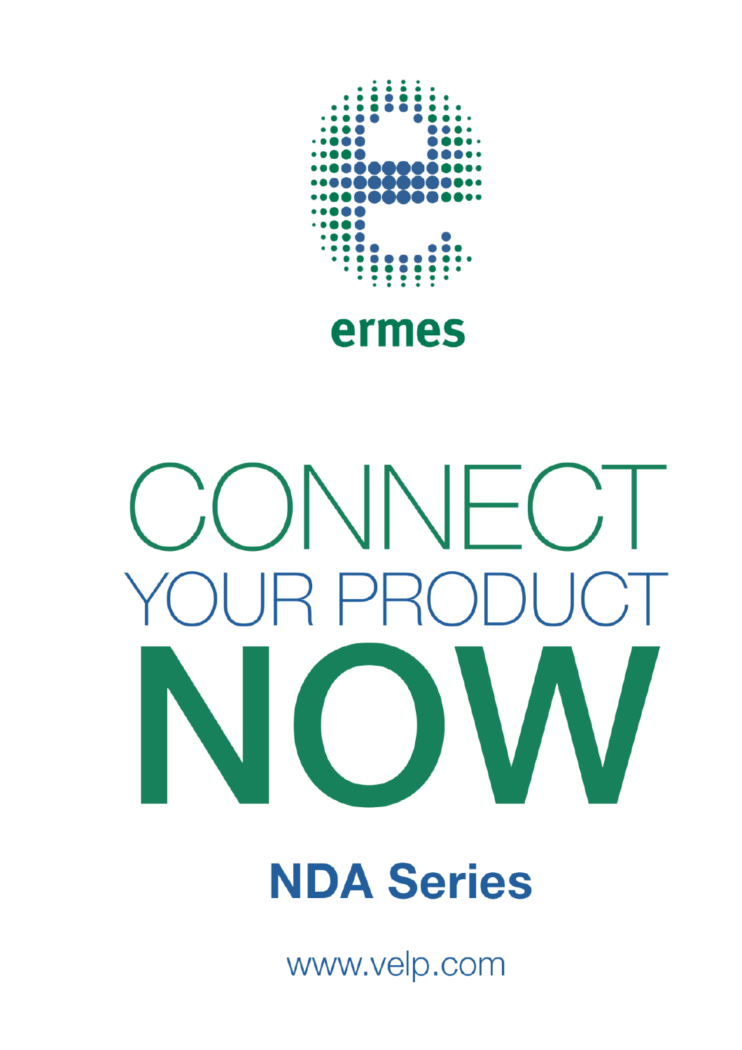ermes

# CONNECT
# YOUR PRODUCT
# NOW

## NDA Series

www.velp.com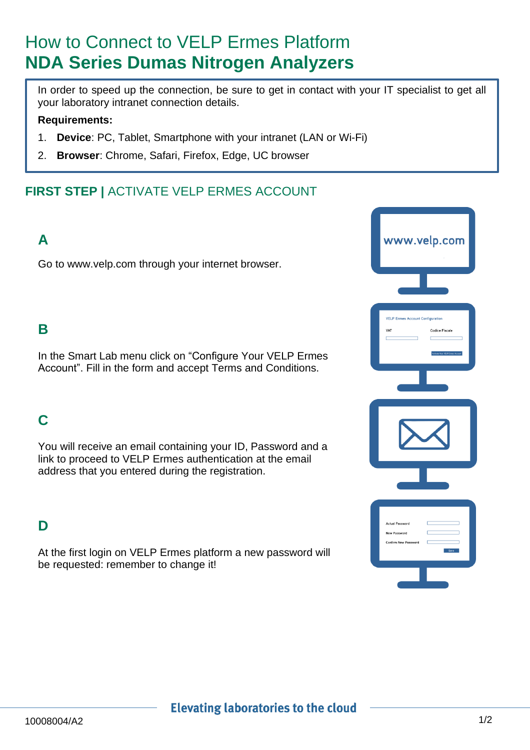# How to Connect to VELP Ermes Platform
# **NDA Series Dumas Nitrogen Analyzers**

In order to speed up the connection, be sure to get in contact with your IT specialist to get all your laboratory intranet connection details.

**Requirements:**

1. **Device**: PC, Tablet, Smartphone with your intranet (LAN or Wi-Fi)
2. **Browser**: Chrome, Safari, Firefox, Edge, UC browser

## **FIRST STEP |** ACTIVATE VELP ERMES ACCOUNT

### A

Go to www.velp.com through your internet browser.

### B

In the Smart Lab menu click on “Configure Your VELP Ermes Account”. Fill in the form and accept Terms and Conditions.

### C

You will receive an email containing your ID, Password and a link to proceed to VELP Ermes authentication at the email address that you entered during the registration.

### D

At the first login on VELP Ermes platform a new password will be requested: remember to change it!

**Elevating laboratories to the cloud**

10008004/A2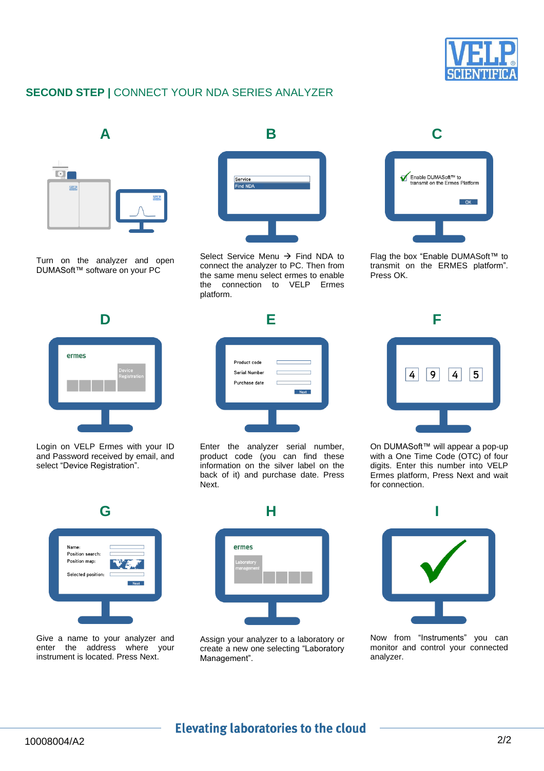## SECOND STEP | CONNECT YOUR NDA SERIES ANALYZER

### A

Turn on the analyzer and open DUMASoft™ software on your PC

### B

Select Service Menu → Find NDA to connect the analyzer to PC. Then from the same menu select ermes to enable the connection to VELP Ermes platform.

### C

Flag the box "Enable DUMASoft™ to transmit on the ERMES platform". Press OK.

### D

Login on VELP Ermes with your ID and Password received by email, and select "Device Registration".

### E

Enter the analyzer serial number, product code (you can find these information on the silver label on the back of it) and purchase date. Press Next.

### F

On DUMASoft™ will appear a pop-up with a One Time Code (OTC) of four digits. Enter this number into VELP Ermes platform, Press Next and wait for connection.

### G

Give a name to your analyzer and enter the address where your instrument is located. Press Next.

### H

Assign your analyzer to a laboratory or create a new one selecting "Laboratory Management".

### I

Now from "Instruments" you can monitor and control your connected analyzer.

Elevating laboratories to the cloud

10008004/A2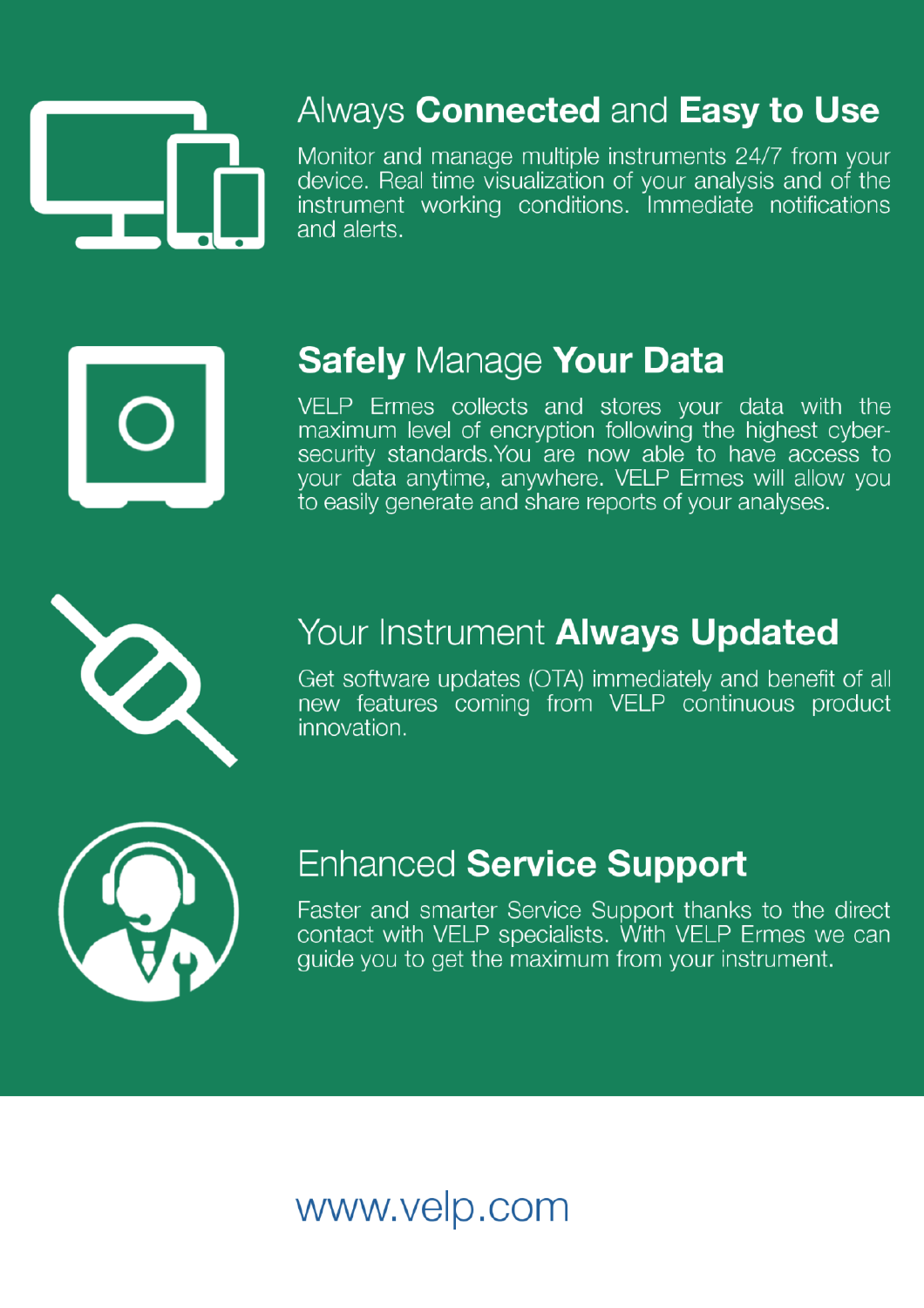## Always **Connected** and **Easy to Use**

Monitor and manage multiple instruments 24/7 from your device. Real time visualization of your analysis and of the instrument working conditions. Immediate notifications and alerts.

## **Safely** Manage **Your Data**

VELP Ermes collects and stores your data with the maximum level of encryption following the highest cyber-security standards.You are now able to have access to your data anytime, anywhere. VELP Ermes will allow you to easily generate and share reports of your analyses.

## Your Instrument **Always Updated**

Get software updates (OTA) immediately and benefit of all new features coming from VELP continuous product innovation.

## Enhanced **Service Support**

Faster and smarter Service Support thanks to the direct contact with VELP specialists. With VELP Ermes we can guide you to get the maximum from your instrument.

www.velp.com